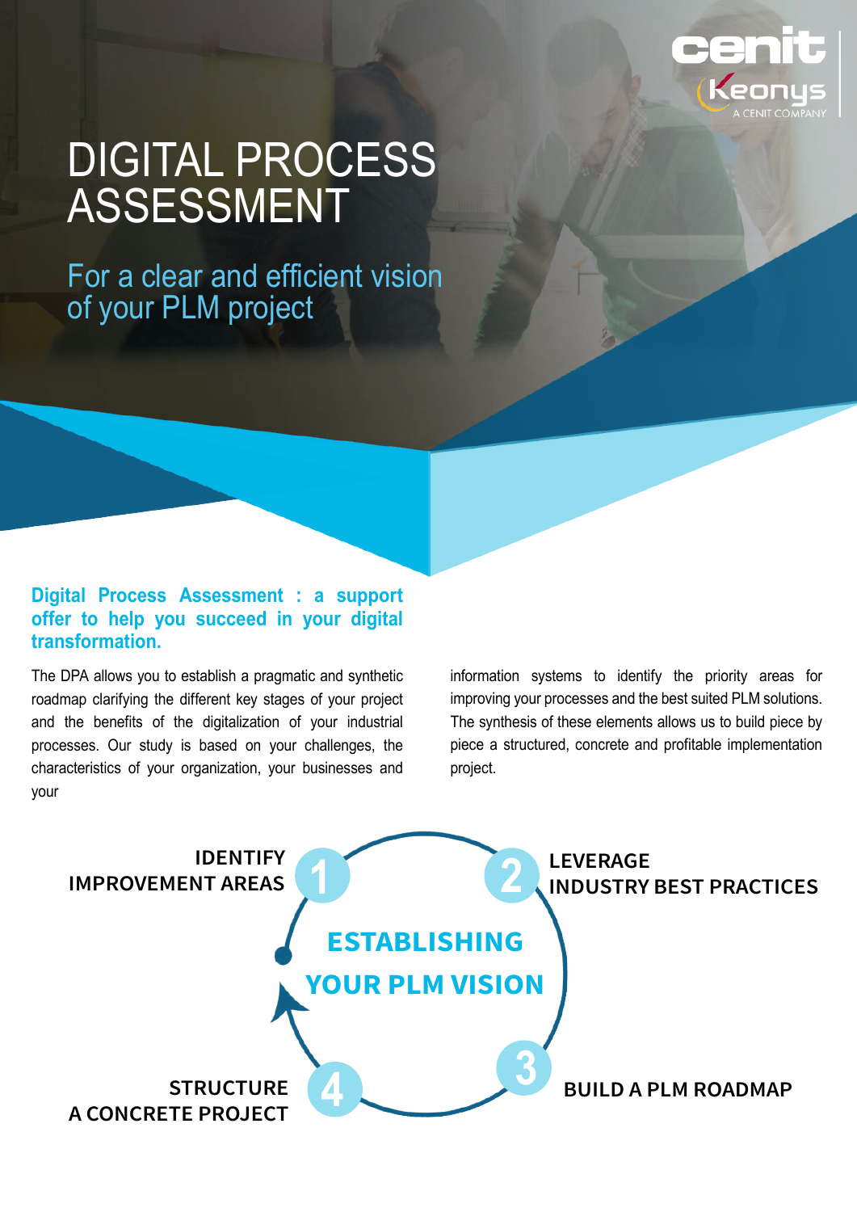cenit
Keonys
A CENIT COMPANY

# DIGITAL PROCESS ASSESSMENT

## For a clear and efficient vision of your PLM project

### Digital Process Assessment : a support offer to help you succeed in your digital transformation.

The DPA allows you to establish a pragmatic and synthetic roadmap clarifying the different key stages of your project and the benefits of the digitalization of your industrial processes. Our study is based on your challenges, the characteristics of your organization, your businesses and your information systems to identify the priority areas for improving your processes and the best suited PLM solutions. The synthesis of these elements allows us to build piece by piece a structured, concrete and profitable implementation project.

**ESTABLISHING YOUR PLM VISION**

1. **IDENTIFY IMPROVEMENT AREAS**
2. **LEVERAGE INDUSTRY BEST PRACTICES**
3. **BUILD A PLM ROADMAP**
4. **STRUCTURE A CONCRETE PROJECT**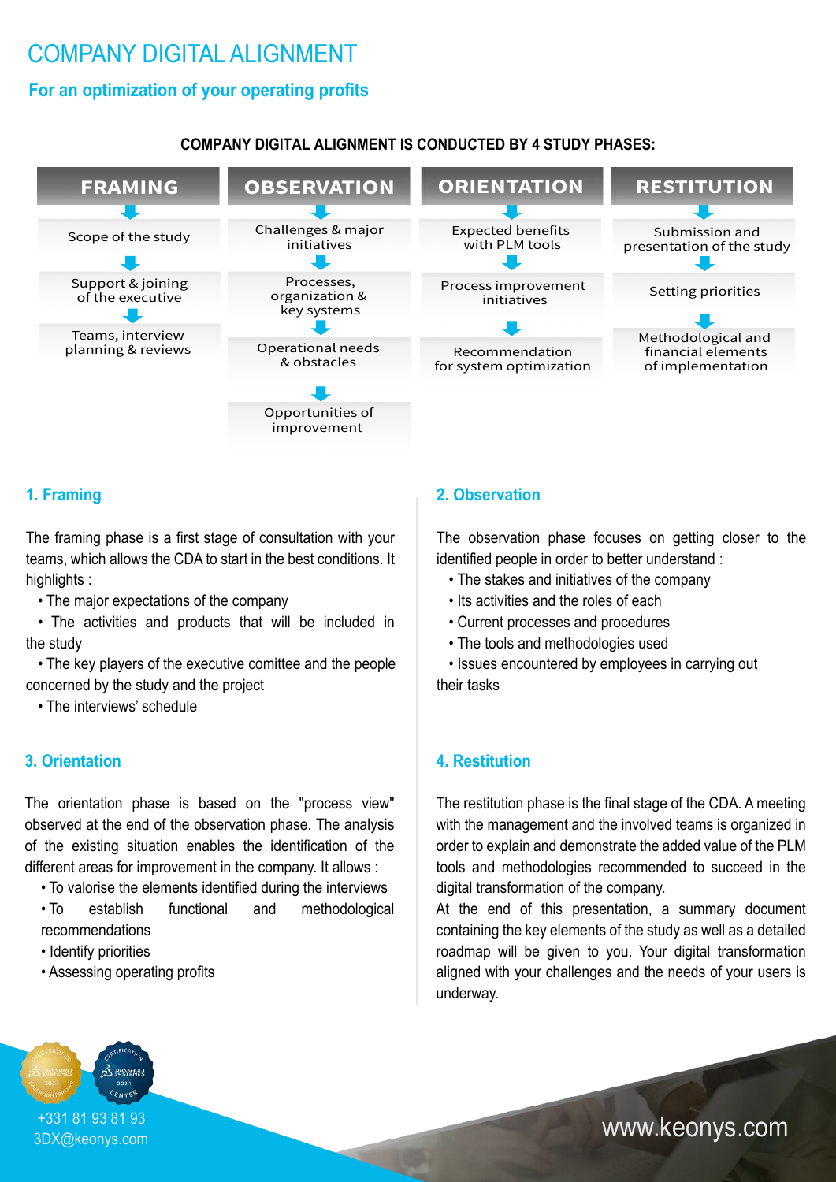# COMPANY DIGITAL ALIGNMENT

## For an optimization of your operating profits

**COMPANY DIGITAL ALIGNMENT IS CONDUCTED BY 4 STUDY PHASES:**

| FRAMING | OBSERVATION | ORIENTATION | RESTITUTION |
|---|---|---|---|
| Scope of the study | Challenges & major initiatives | Expected benefits with PLM tools | Submission and presentation of the study |
| Support & joining of the executive | Processes, organization & key systems | Process improvement initiatives | Setting priorities |
| Teams, interview planning & reviews | Operational needs & obstacles | Recommendation for system optimization | Methodological and financial elements of implementation |
| | Opportunities of improvement | | |

### 1. Framing

The framing phase is a first stage of consultation with your teams, which allows the CDA to start in the best conditions. It highlights :

- The major expectations of the company
- The activities and products that will be included in the study
- The key players of the executive comittee and the people concerned by the study and the project
- The interviews' schedule

### 2. Observation

The observation phase focuses on getting closer to the identified people in order to better understand :

- The stakes and initiatives of the company
- Its activities and the roles of each
- Current processes and procedures
- The tools and methodologies used
- Issues encountered by employees in carrying out their tasks

### 3. Orientation

The orientation phase is based on the "process view" observed at the end of the observation phase. The analysis of the existing situation enables the identification of the different areas for improvement in the company. It allows :

- To valorise the elements identified during the interviews
- To establish functional and methodological recommendations
- Identify priorities
- Assessing operating profits

### 4. Restitution

The restitution phase is the final stage of the CDA. A meeting with the management and the involved teams is organized in order to explain and demonstrate the added value of the PLM tools and methodologies recommended to succeed in the digital transformation of the company.

At the end of this presentation, a summary document containing the key elements of the study as well as a detailed roadmap will be given to you. Your digital transformation aligned with your challenges and the needs of your users is underway.

+331 81 93 81 93
3DX@keonys.com

www.keonys.com